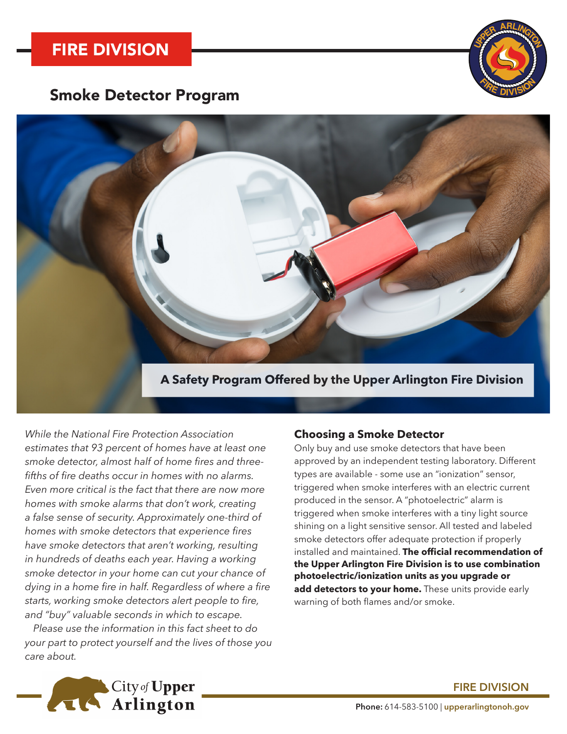# FIRE DIVISION

## Smoke Detector Program

**A Safety Program Offered by the Upper Arlington Fire Division**

*While the National Fire Protection Association estimates that 93 percent of homes have at least one smoke detector, almost half of home fires and three-fifths of fire deaths occur in homes with no alarms. Even more critical is the fact that there are now more homes with smoke alarms that don't work, creating a false sense of security. Approximately one-third of homes with smoke detectors that experience fires have smoke detectors that aren't working, resulting in hundreds of deaths each year. Having a working smoke detector in your home can cut your chance of dying in a home fire in half. Regardless of where a fire starts, working smoke detectors alert people to fire, and "buy" valuable seconds in which to escape.*

*Please use the information in this fact sheet to do your part to protect yourself and the lives of those you care about.*

### Choosing a Smoke Detector

Only buy and use smoke detectors that have been approved by an independent testing laboratory. Different types are available - some use an "ionization" sensor, triggered when smoke interferes with an electric current produced in the sensor. A "photoelectric" alarm is triggered when smoke interferes with a tiny light source shining on a light sensitive sensor. All tested and labeled smoke detectors offer adequate protection if properly installed and maintained. **The official recommendation of the Upper Arlington Fire Division is to use combination photoelectric/ionization units as you upgrade or add detectors to your home.** These units provide early warning of both flames and/or smoke.

City of Upper Arlington

FIRE DIVISION

**Phone:** 614-583-5100 | upperarlingtonoh.gov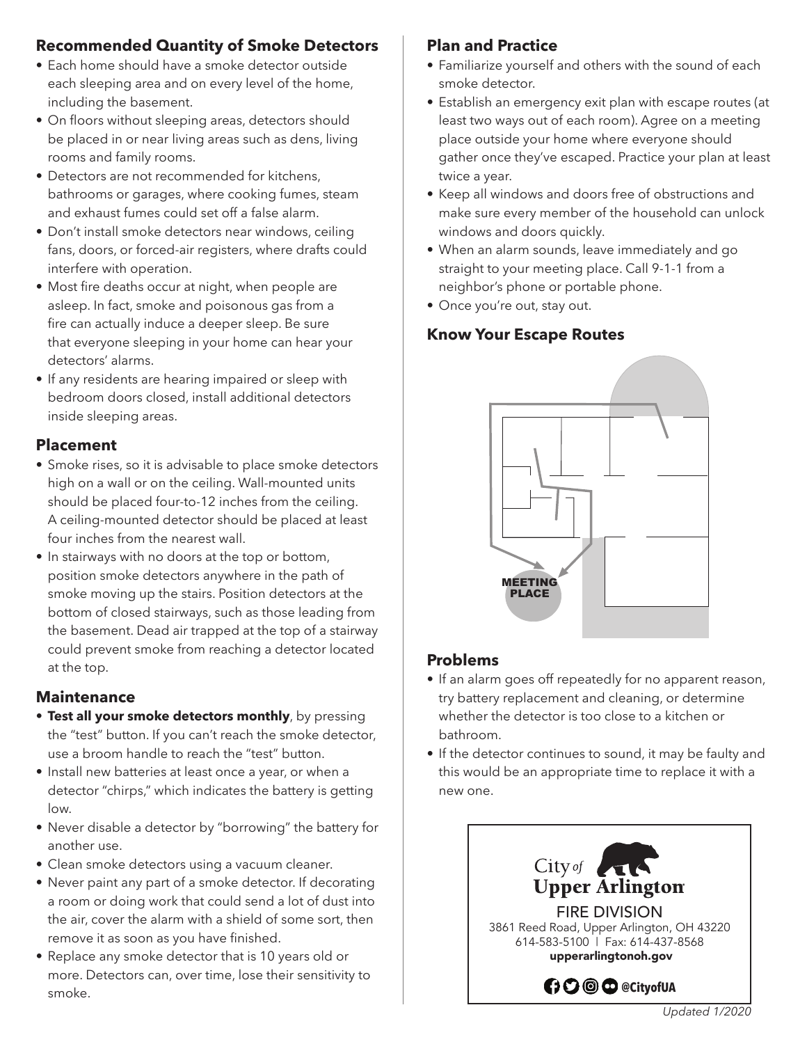## Recommended Quantity of Smoke Detectors

- Each home should have a smoke detector outside each sleeping area and on every level of the home, including the basement.
- On floors without sleeping areas, detectors should be placed in or near living areas such as dens, living rooms and family rooms.
- Detectors are not recommended for kitchens, bathrooms or garages, where cooking fumes, steam and exhaust fumes could set off a false alarm.
- Don't install smoke detectors near windows, ceiling fans, doors, or forced-air registers, where drafts could interfere with operation.
- Most fire deaths occur at night, when people are asleep. In fact, smoke and poisonous gas from a fire can actually induce a deeper sleep. Be sure that everyone sleeping in your home can hear your detectors' alarms.
- If any residents are hearing impaired or sleep with bedroom doors closed, install additional detectors inside sleeping areas.

## Placement

- Smoke rises, so it is advisable to place smoke detectors high on a wall or on the ceiling. Wall-mounted units should be placed four-to-12 inches from the ceiling. A ceiling-mounted detector should be placed at least four inches from the nearest wall.
- In stairways with no doors at the top or bottom, position smoke detectors anywhere in the path of smoke moving up the stairs. Position detectors at the bottom of closed stairways, such as those leading from the basement. Dead air trapped at the top of a stairway could prevent smoke from reaching a detector located at the top.

## Maintenance

- **Test all your smoke detectors monthly**, by pressing the "test" button. If you can't reach the smoke detector, use a broom handle to reach the "test" button.
- Install new batteries at least once a year, or when a detector "chirps," which indicates the battery is getting low.
- Never disable a detector by "borrowing" the battery for another use.
- Clean smoke detectors using a vacuum cleaner.
- Never paint any part of a smoke detector. If decorating a room or doing work that could send a lot of dust into the air, cover the alarm with a shield of some sort, then remove it as soon as you have finished.
- Replace any smoke detector that is 10 years old or more. Detectors can, over time, lose their sensitivity to smoke.

## Plan and Practice

- Familiarize yourself and others with the sound of each smoke detector.
- Establish an emergency exit plan with escape routes (at least two ways out of each room). Agree on a meeting place outside your home where everyone should gather once they've escaped. Practice your plan at least twice a year.
- Keep all windows and doors free of obstructions and make sure every member of the household can unlock windows and doors quickly.
- When an alarm sounds, leave immediately and go straight to your meeting place. Call 9-1-1 from a neighbor's phone or portable phone.
- Once you're out, stay out.

## Know Your Escape Routes

MEETING PLACE

## Problems

- If an alarm goes off repeatedly for no apparent reason, try battery replacement and cleaning, or determine whether the detector is too close to a kitchen or bathroom.
- If the detector continues to sound, it may be faulty and this would be an appropriate time to replace it with a new one.

City of Upper Arlington

FIRE DIVISION

3861 Reed Road, Upper Arlington, OH 43220

614-583-5100 | Fax: 614-437-8568

**upperarlingtonoh.gov**

@CityofUA

*Updated 1/2020*